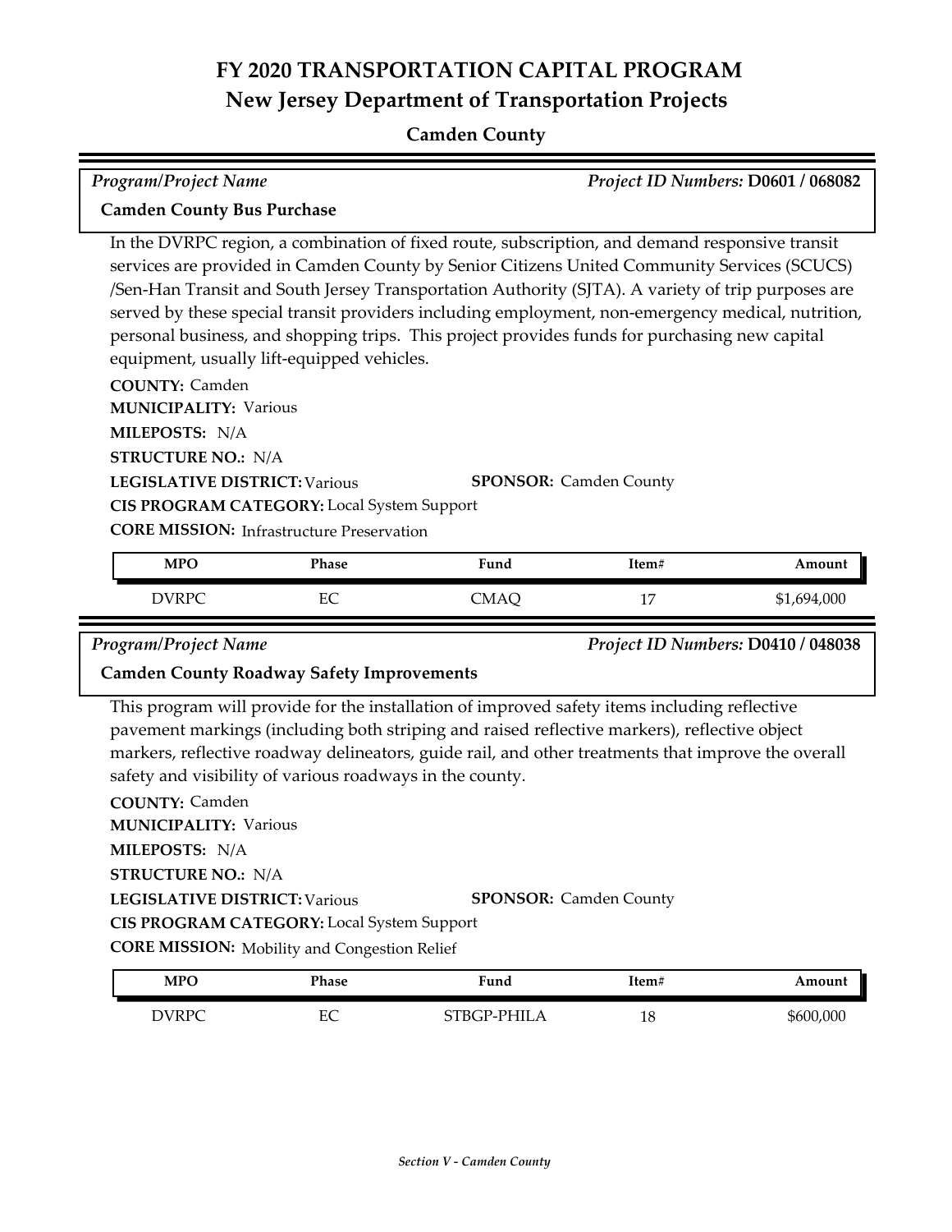# FY 2020 TRANSPORTATION CAPITAL PROGRAM
## New Jersey Department of Transportation Projects

### Camden County

*Program/Project Name* — *Project ID Numbers:* **D0601 / 068082**

**Camden County Bus Purchase**

In the DVRPC region, a combination of fixed route, subscription, and demand responsive transit services are provided in Camden County by Senior Citizens United Community Services (SCUCS) /Sen-Han Transit and South Jersey Transportation Authority (SJTA). A variety of trip purposes are served by these special transit providers including employment, non-emergency medical, nutrition, personal business, and shopping trips. This project provides funds for purchasing new capital equipment, usually lift-equipped vehicles.

**COUNTY:** Camden
**MUNICIPALITY:** Various
**MILEPOSTS:** N/A
**STRUCTURE NO.:** N/A
**LEGISLATIVE DISTRICT:** Various
**SPONSOR:** Camden County
**CIS PROGRAM CATEGORY:** Local System Support
**CORE MISSION:** Infrastructure Preservation

| MPO | Phase | Fund | Item# | Amount |
|---|---|---|---|---|
| DVRPC | EC | CMAQ | 17 | $1,694,000 |

*Program/Project Name* — *Project ID Numbers:* **D0410 / 048038**

**Camden County Roadway Safety Improvements**

This program will provide for the installation of improved safety items including reflective pavement markings (including both striping and raised reflective markers), reflective object markers, reflective roadway delineators, guide rail, and other treatments that improve the overall safety and visibility of various roadways in the county.

**COUNTY:** Camden
**MUNICIPALITY:** Various
**MILEPOSTS:** N/A
**STRUCTURE NO.:** N/A
**LEGISLATIVE DISTRICT:** Various
**SPONSOR:** Camden County
**CIS PROGRAM CATEGORY:** Local System Support
**CORE MISSION:** Mobility and Congestion Relief

| MPO | Phase | Fund | Item# | Amount |
|---|---|---|---|---|
| DVRPC | EC | STBGP-PHILA | 18 | $600,000 |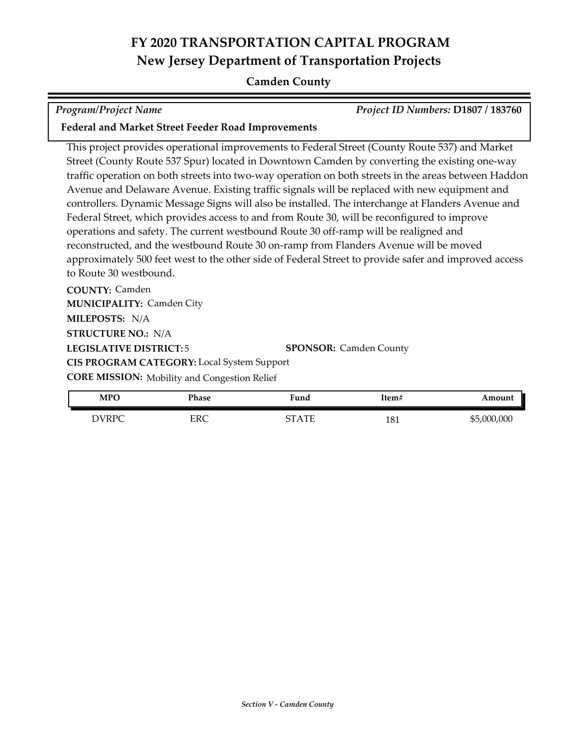# FY 2020 TRANSPORTATION CAPITAL PROGRAM
## New Jersey Department of Transportation Projects

### Camden County

*Program/Project Name* *Project ID Numbers:* **D1807 / 183760**

**Federal and Market Street Feeder Road Improvements**

This project provides operational improvements to Federal Street (County Route 537) and Market Street (County Route 537 Spur) located in Downtown Camden by converting the existing one-way traffic operation on both streets into two-way operation on both streets in the areas between Haddon Avenue and Delaware Avenue. Existing traffic signals will be replaced with new equipment and controllers. Dynamic Message Signs will also be installed. The interchange at Flanders Avenue and Federal Street, which provides access to and from Route 30, will be reconfigured to improve operations and safety. The current westbound Route 30 off-ramp will be realigned and reconstructed, and the westbound Route 30 on-ramp from Flanders Avenue will be moved approximately 500 feet west to the other side of Federal Street to provide safer and improved access to Route 30 westbound.

**COUNTY:** Camden
**MUNICIPALITY:** Camden City
**MILEPOSTS:** N/A
**STRUCTURE NO.:** N/A
**LEGISLATIVE DISTRICT:** 5
**SPONSOR:** Camden County
**CIS PROGRAM CATEGORY:** Local System Support
**CORE MISSION:** Mobility and Congestion Relief

| MPO | Phase | Fund | Item# | Amount |
|---|---|---|---|---|
| DVRPC | ERC | STATE | 181 | $5,000,000 |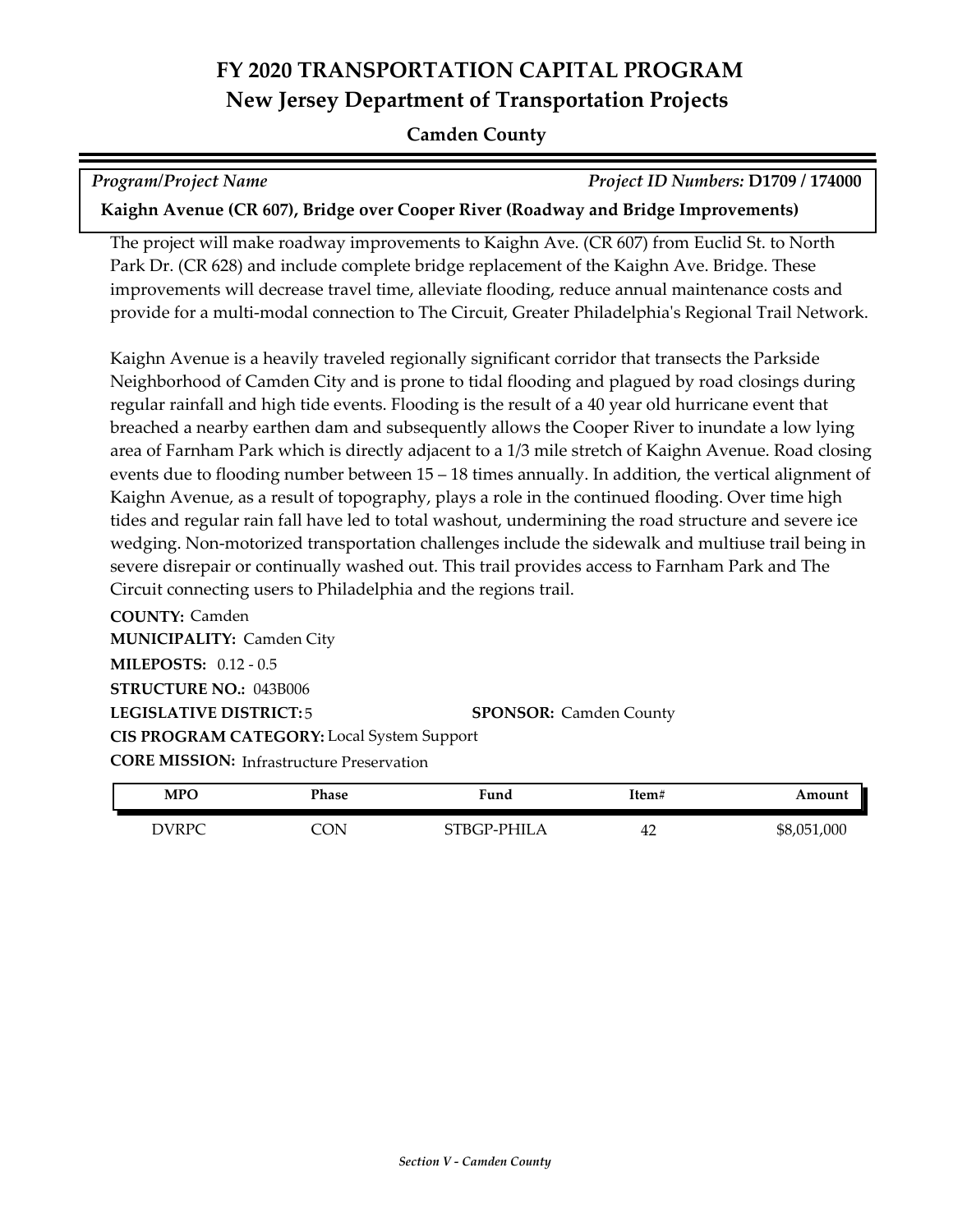# FY 2020 TRANSPORTATION CAPITAL PROGRAM
## New Jersey Department of Transportation Projects
### Camden County

*Program/Project Name* | *Project ID Numbers:* **D1709 / 174000**

**Kaighn Avenue (CR 607), Bridge over Cooper River (Roadway and Bridge Improvements)**

The project will make roadway improvements to Kaighn Ave. (CR 607) from Euclid St. to North Park Dr. (CR 628) and include complete bridge replacement of the Kaighn Ave. Bridge. These improvements will decrease travel time, alleviate flooding, reduce annual maintenance costs and provide for a multi-modal connection to The Circuit, Greater Philadelphia's Regional Trail Network.

Kaighn Avenue is a heavily traveled regionally significant corridor that transects the Parkside Neighborhood of Camden City and is prone to tidal flooding and plagued by road closings during regular rainfall and high tide events. Flooding is the result of a 40 year old hurricane event that breached a nearby earthen dam and subsequently allows the Cooper River to inundate a low lying area of Farnham Park which is directly adjacent to a 1/3 mile stretch of Kaighn Avenue. Road closing events due to flooding number between 15 – 18 times annually. In addition, the vertical alignment of Kaighn Avenue, as a result of topography, plays a role in the continued flooding. Over time high tides and regular rain fall have led to total washout, undermining the road structure and severe ice wedging. Non-motorized transportation challenges include the sidewalk and multiuse trail being in severe disrepair or continually washed out. This trail provides access to Farnham Park and The Circuit connecting users to Philadelphia and the regions trail.

**COUNTY:** Camden
**MUNICIPALITY:** Camden City
**MILEPOSTS:** 0.12 - 0.5
**STRUCTURE NO.:** 043B006
**LEGISLATIVE DISTRICT:** 5 **SPONSOR:** Camden County
**CIS PROGRAM CATEGORY:** Local System Support
**CORE MISSION:** Infrastructure Preservation

| MPO | Phase | Fund | Item# | Amount |
|---|---|---|---|---|
| DVRPC | CON | STBGP-PHILA | 42 | $8,051,000 |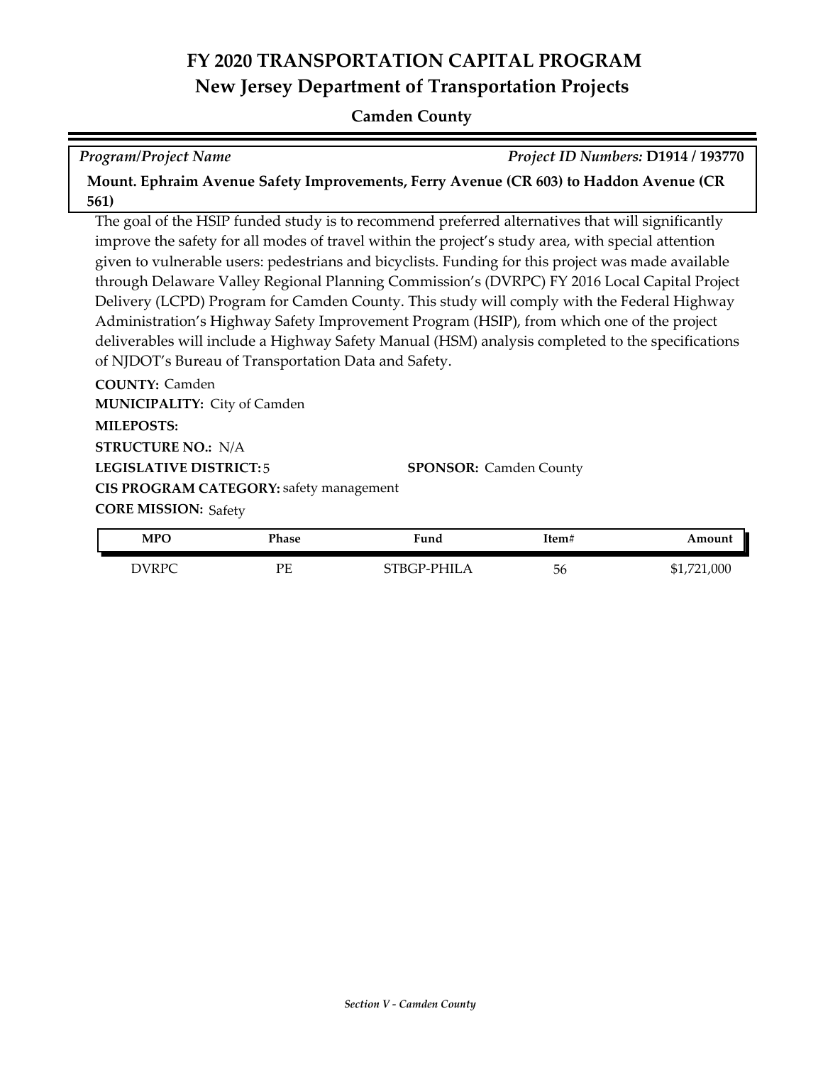# FY 2020 TRANSPORTATION CAPITAL PROGRAM
## New Jersey Department of Transportation Projects

### Camden County

*Program/Project Name* *Project ID Numbers:* **D1914 / 193770**

**Mount. Ephraim Avenue Safety Improvements, Ferry Avenue (CR 603) to Haddon Avenue (CR 561)**

The goal of the HSIP funded study is to recommend preferred alternatives that will significantly improve the safety for all modes of travel within the project's study area, with special attention given to vulnerable users: pedestrians and bicyclists. Funding for this project was made available through Delaware Valley Regional Planning Commission's (DVRPC) FY 2016 Local Capital Project Delivery (LCPD) Program for Camden County. This study will comply with the Federal Highway Administration's Highway Safety Improvement Program (HSIP), from which one of the project deliverables will include a Highway Safety Manual (HSM) analysis completed to the specifications of NJDOT's Bureau of Transportation Data and Safety.

**COUNTY:** Camden
**MUNICIPALITY:** City of Camden
**MILEPOSTS:**
**STRUCTURE NO.:** N/A
**LEGISLATIVE DISTRICT:** 5 **SPONSOR:** Camden County
**CIS PROGRAM CATEGORY:** safety management
**CORE MISSION:** Safety

| MPO | Phase | Fund | Item# | Amount |
|---|---|---|---|---|
| DVRPC | PE | STBGP-PHILA | 56 | $1,721,000 |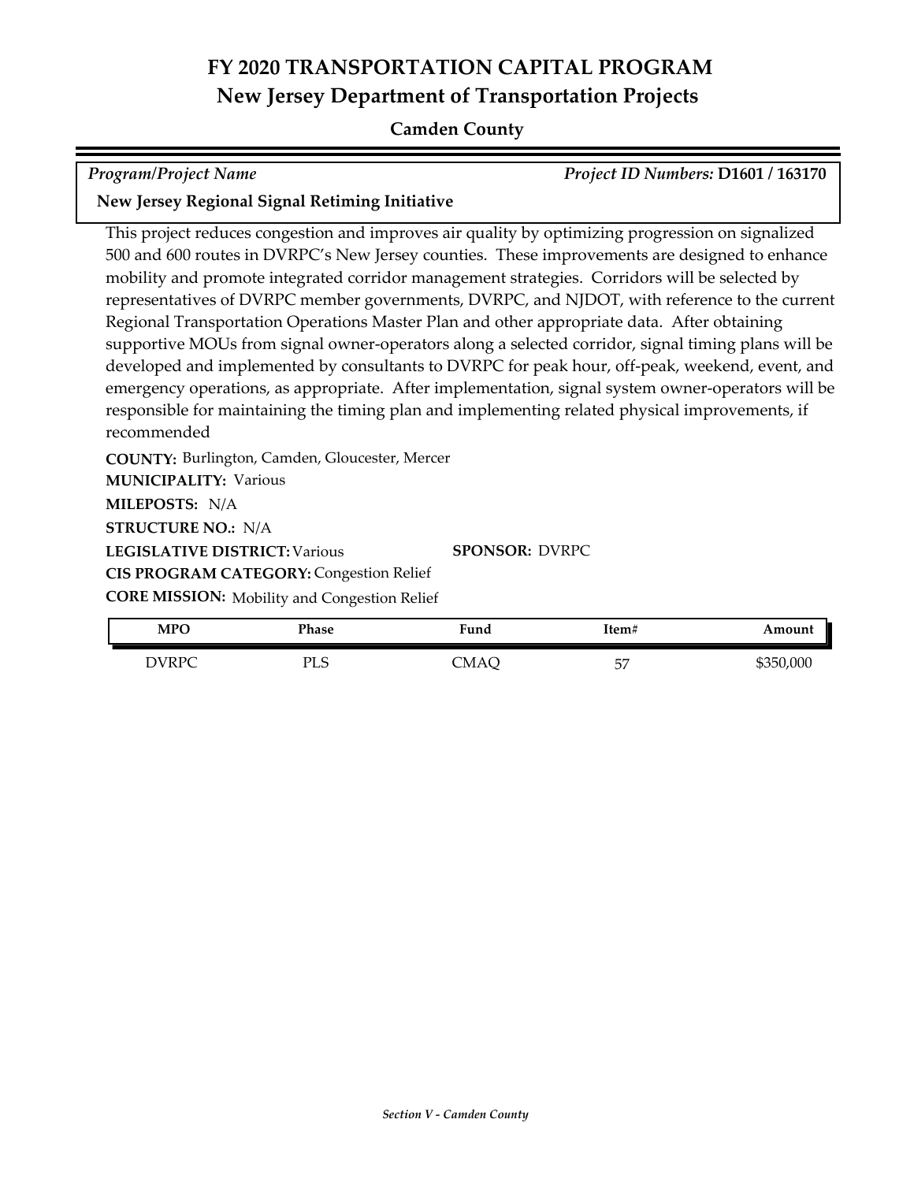# FY 2020 TRANSPORTATION CAPITAL PROGRAM
## New Jersey Department of Transportation Projects

### Camden County

*Program/Project Name* | *Project ID Numbers:* **D1601 / 163170**

**New Jersey Regional Signal Retiming Initiative**

This project reduces congestion and improves air quality by optimizing progression on signalized 500 and 600 routes in DVRPC's New Jersey counties. These improvements are designed to enhance mobility and promote integrated corridor management strategies. Corridors will be selected by representatives of DVRPC member governments, DVRPC, and NJDOT, with reference to the current Regional Transportation Operations Master Plan and other appropriate data. After obtaining supportive MOUs from signal owner-operators along a selected corridor, signal timing plans will be developed and implemented by consultants to DVRPC for peak hour, off-peak, weekend, event, and emergency operations, as appropriate. After implementation, signal system owner-operators will be responsible for maintaining the timing plan and implementing related physical improvements, if recommended

**COUNTY:** Burlington, Camden, Gloucester, Mercer
**MUNICIPALITY:** Various
**MILEPOSTS:** N/A
**STRUCTURE NO.:** N/A
**LEGISLATIVE DISTRICT:** Various
**SPONSOR:** DVRPC
**CIS PROGRAM CATEGORY:** Congestion Relief
**CORE MISSION:** Mobility and Congestion Relief

| MPO | Phase | Fund | Item# | Amount |
|---|---|---|---|---|
| DVRPC | PLS | CMAQ | 57 | $350,000 |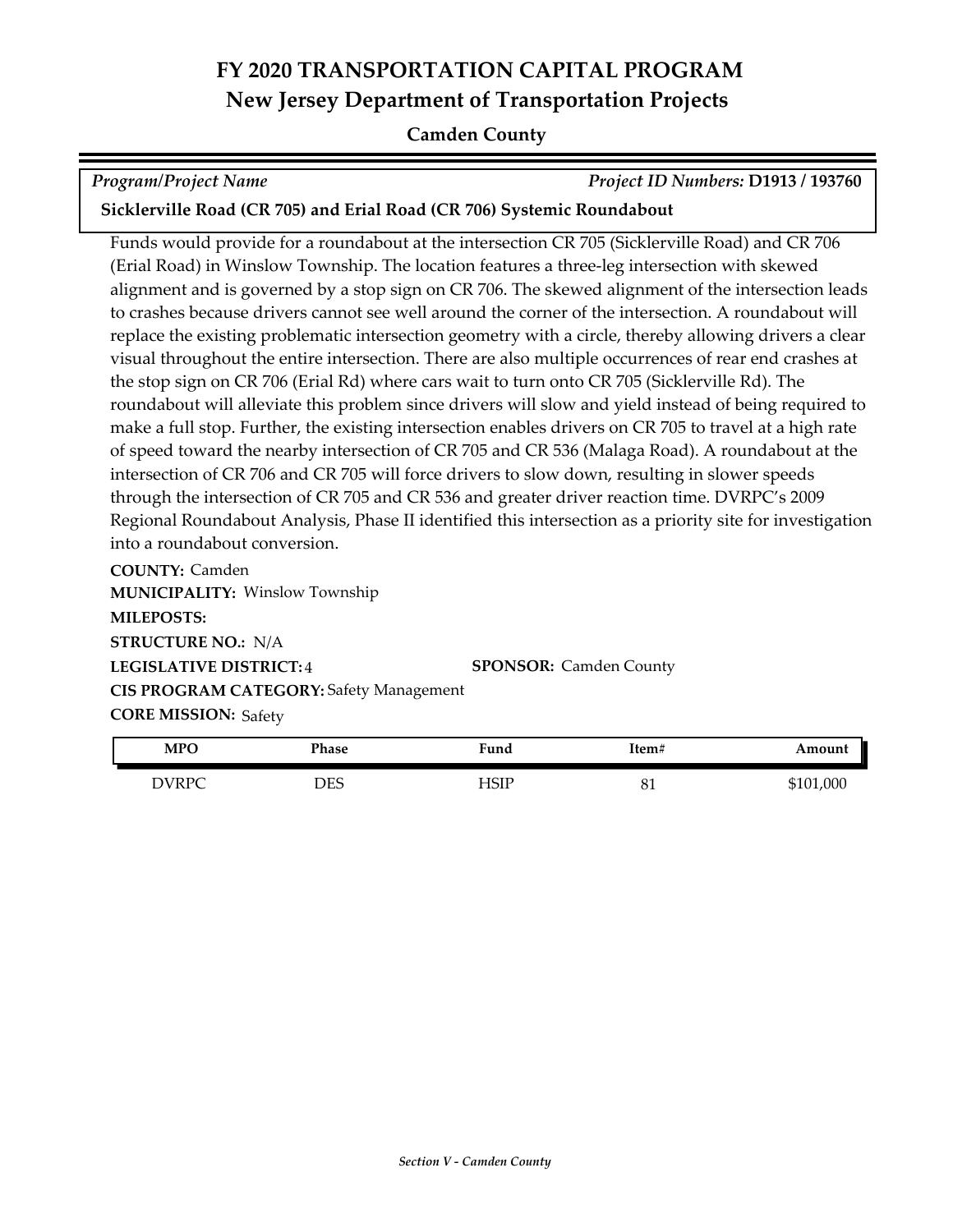# FY 2020 TRANSPORTATION CAPITAL PROGRAM
## New Jersey Department of Transportation Projects
### Camden County

*Program/Project Name* | *Project ID Numbers:* **D1913 / 193760**

**Sicklerville Road (CR 705) and Erial Road (CR 706) Systemic Roundabout**

Funds would provide for a roundabout at the intersection CR 705 (Sicklerville Road) and CR 706 (Erial Road) in Winslow Township. The location features a three-leg intersection with skewed alignment and is governed by a stop sign on CR 706. The skewed alignment of the intersection leads to crashes because drivers cannot see well around the corner of the intersection. A roundabout will replace the existing problematic intersection geometry with a circle, thereby allowing drivers a clear visual throughout the entire intersection. There are also multiple occurrences of rear end crashes at the stop sign on CR 706 (Erial Rd) where cars wait to turn onto CR 705 (Sicklerville Rd). The roundabout will alleviate this problem since drivers will slow and yield instead of being required to make a full stop. Further, the existing intersection enables drivers on CR 705 to travel at a high rate of speed toward the nearby intersection of CR 705 and CR 536 (Malaga Road). A roundabout at the intersection of CR 706 and CR 705 will force drivers to slow down, resulting in slower speeds through the intersection of CR 705 and CR 536 and greater driver reaction time. DVRPC's 2009 Regional Roundabout Analysis, Phase II identified this intersection as a priority site for investigation into a roundabout conversion.

**COUNTY:** Camden
**MUNICIPALITY:** Winslow Township
**MILEPOSTS:**
**STRUCTURE NO.:** N/A
**LEGISLATIVE DISTRICT:** 4
**SPONSOR:** Camden County
**CIS PROGRAM CATEGORY:** Safety Management
**CORE MISSION:** Safety

| MPO | Phase | Fund | Item# | Amount |
|---|---|---|---|---|
| DVRPC | DES | HSIP | 81 | $101,000 |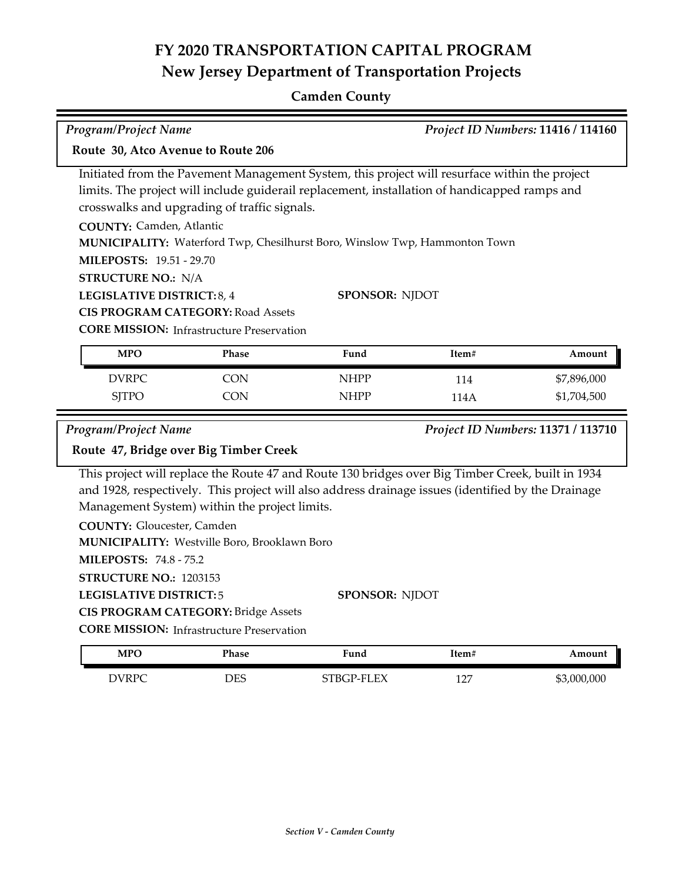# FY 2020 TRANSPORTATION CAPITAL PROGRAM
## New Jersey Department of Transportation Projects

### Camden County

*Program/Project Name* — *Project ID Numbers:* **11416 / 114160**

**Route 30, Atco Avenue to Route 206**

Initiated from the Pavement Management System, this project will resurface within the project limits. The project will include guiderail replacement, installation of handicapped ramps and crosswalks and upgrading of traffic signals.

**COUNTY:** Camden, Atlantic
**MUNICIPALITY:** Waterford Twp, Chesilhurst Boro, Winslow Twp, Hammonton Town
**MILEPOSTS:** 19.51 - 29.70
**STRUCTURE NO.:** N/A
**LEGISLATIVE DISTRICT:** 8, 4
**SPONSOR:** NJDOT
**CIS PROGRAM CATEGORY:** Road Assets
**CORE MISSION:** Infrastructure Preservation

| MPO | Phase | Fund | Item# | Amount |
|---|---|---|---|---|
| DVRPC | CON | NHPP | 114 | $7,896,000 |
| SJTPO | CON | NHPP | 114A | $1,704,500 |

*Program/Project Name* — *Project ID Numbers:* **11371 / 113710**

**Route 47, Bridge over Big Timber Creek**

This project will replace the Route 47 and Route 130 bridges over Big Timber Creek, built in 1934 and 1928, respectively. This project will also address drainage issues (identified by the Drainage Management System) within the project limits.

**COUNTY:** Gloucester, Camden
**MUNICIPALITY:** Westville Boro, Brooklawn Boro
**MILEPOSTS:** 74.8 - 75.2
**STRUCTURE NO.:** 1203153
**LEGISLATIVE DISTRICT:** 5
**SPONSOR:** NJDOT
**CIS PROGRAM CATEGORY:** Bridge Assets
**CORE MISSION:** Infrastructure Preservation

| MPO | Phase | Fund | Item# | Amount |
|---|---|---|---|---|
| DVRPC | DES | STBGP-FLEX | 127 | $3,000,000 |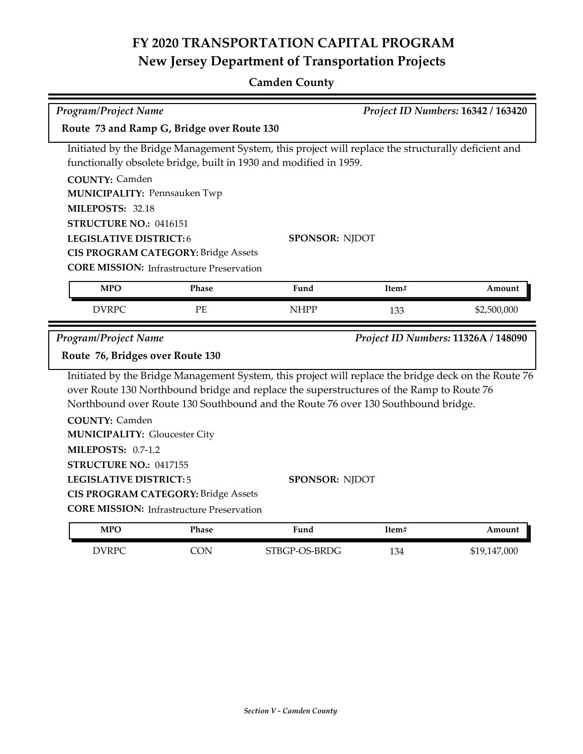# FY 2020 TRANSPORTATION CAPITAL PROGRAM
## New Jersey Department of Transportation Projects

### Camden County

*Program/Project Name* | *Project ID Numbers:* **16342 / 163420**

**Route 73 and Ramp G, Bridge over Route 130**

Initiated by the Bridge Management System, this project will replace the structurally deficient and functionally obsolete bridge, built in 1930 and modified in 1959.

**COUNTY:** Camden
**MUNICIPALITY:** Pennsauken Twp
**MILEPOSTS:** 32.18
**STRUCTURE NO.:** 0416151
**LEGISLATIVE DISTRICT:** 6
**SPONSOR:** NJDOT
**CIS PROGRAM CATEGORY:** Bridge Assets
**CORE MISSION:** Infrastructure Preservation

| MPO | Phase | Fund | Item# | Amount |
|---|---|---|---|---|
| DVRPC | PE | NHPP | 133 | $2,500,000 |

*Program/Project Name* | *Project ID Numbers:* **11326A / 148090**

**Route 76, Bridges over Route 130**

Initiated by the Bridge Management System, this project will replace the bridge deck on the Route 76 over Route 130 Northbound bridge and replace the superstructures of the Ramp to Route 76 Northbound over Route 130 Southbound and the Route 76 over 130 Southbound bridge.

**COUNTY:** Camden
**MUNICIPALITY:** Gloucester City
**MILEPOSTS:** 0.7-1.2
**STRUCTURE NO.:** 0417155
**LEGISLATIVE DISTRICT:** 5
**SPONSOR:** NJDOT
**CIS PROGRAM CATEGORY:** Bridge Assets
**CORE MISSION:** Infrastructure Preservation

| MPO | Phase | Fund | Item# | Amount |
|---|---|---|---|---|
| DVRPC | CON | STBGP-OS-BRDG | 134 | $19,147,000 |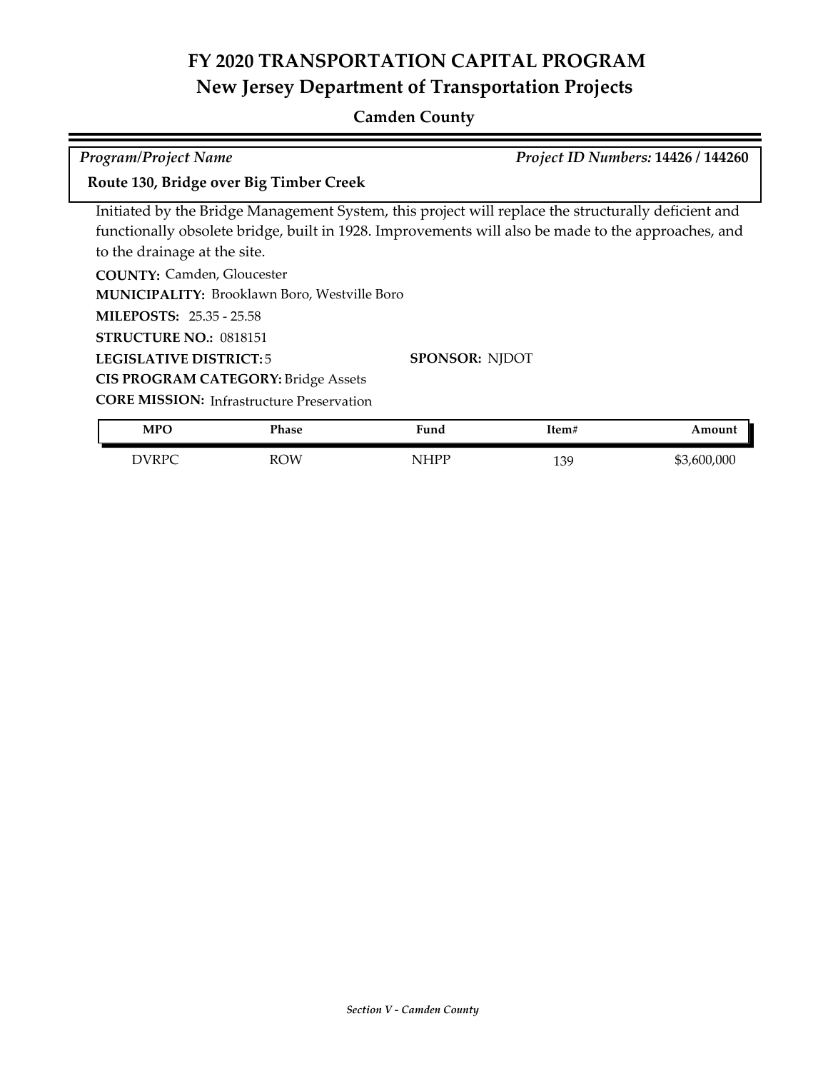# FY 2020 TRANSPORTATION CAPITAL PROGRAM
## New Jersey Department of Transportation Projects

### Camden County

*Program/Project Name* | *Project ID Numbers:* **14426 / 144260**

**Route 130, Bridge over Big Timber Creek**

Initiated by the Bridge Management System, this project will replace the structurally deficient and functionally obsolete bridge, built in 1928. Improvements will also be made to the approaches, and to the drainage at the site.

**COUNTY:** Camden, Gloucester

**MUNICIPALITY:** Brooklawn Boro, Westville Boro

**MILEPOSTS:** 25.35 - 25.58

**STRUCTURE NO.:** 0818151

**LEGISLATIVE DISTRICT:** 5

**SPONSOR:** NJDOT

**CIS PROGRAM CATEGORY:** Bridge Assets

**CORE MISSION:** Infrastructure Preservation

| MPO | Phase | Fund | Item# | Amount |
|---|---|---|---|---|
| DVRPC | ROW | NHPP | 139 | $3,600,000 |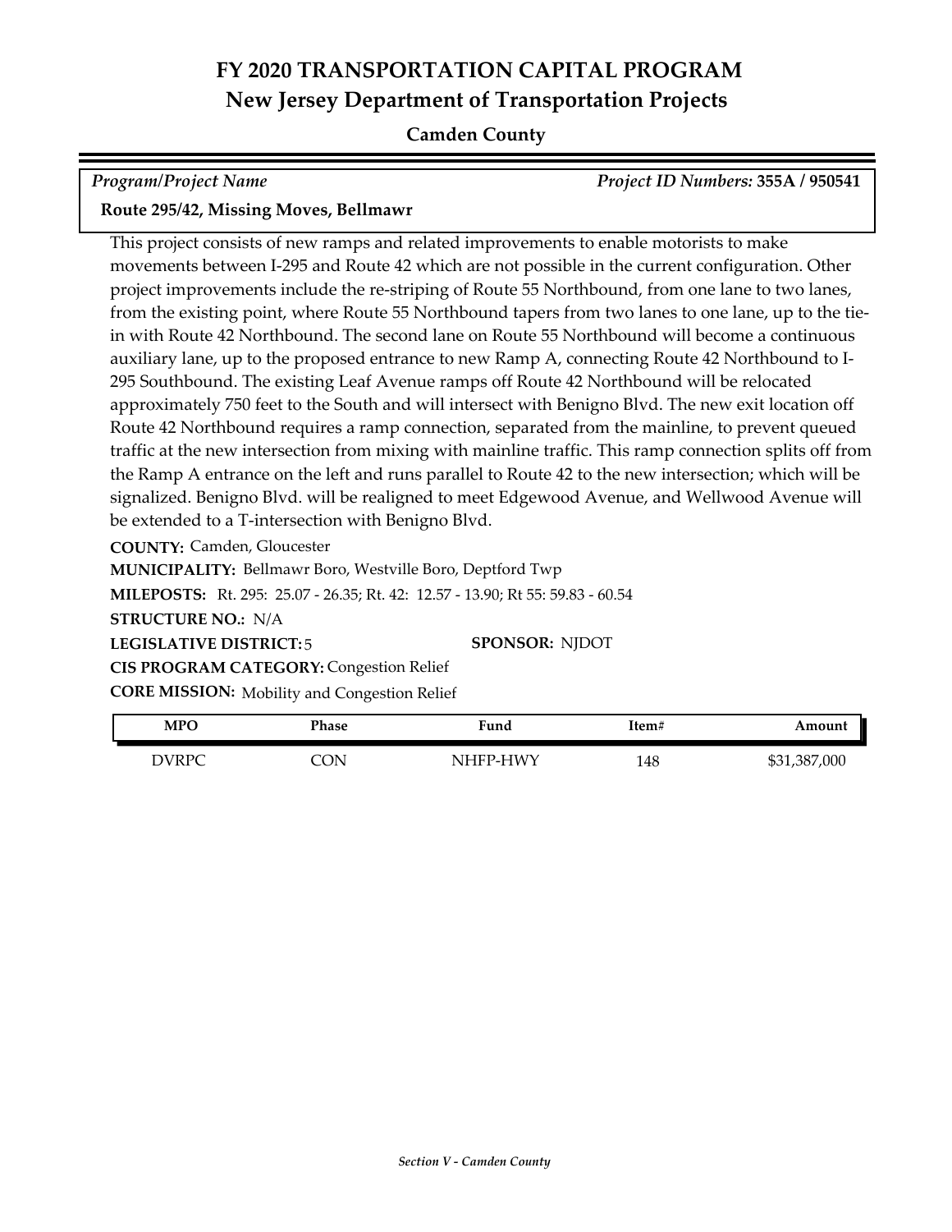# FY 2020 TRANSPORTATION CAPITAL PROGRAM

## New Jersey Department of Transportation Projects

### Camden County

*Program/Project Name* *Project ID Numbers:* **355A / 950541**

**Route 295/42, Missing Moves, Bellmawr**

This project consists of new ramps and related improvements to enable motorists to make movements between I-295 and Route 42 which are not possible in the current configuration. Other project improvements include the re-striping of Route 55 Northbound, from one lane to two lanes, from the existing point, where Route 55 Northbound tapers from two lanes to one lane, up to the tie-in with Route 42 Northbound. The second lane on Route 55 Northbound will become a continuous auxiliary lane, up to the proposed entrance to new Ramp A, connecting Route 42 Northbound to I-295 Southbound. The existing Leaf Avenue ramps off Route 42 Northbound will be relocated approximately 750 feet to the South and will intersect with Benigno Blvd. The new exit location off Route 42 Northbound requires a ramp connection, separated from the mainline, to prevent queued traffic at the new intersection from mixing with mainline traffic. This ramp connection splits off from the Ramp A entrance on the left and runs parallel to Route 42 to the new intersection; which will be signalized. Benigno Blvd. will be realigned to meet Edgewood Avenue, and Wellwood Avenue will be extended to a T-intersection with Benigno Blvd.

**COUNTY:** Camden, Gloucester

**MUNICIPALITY:** Bellmawr Boro, Westville Boro, Deptford Twp

**MILEPOSTS:** Rt. 295: 25.07 - 26.35; Rt. 42: 12.57 - 13.90; Rt 55: 59.83 - 60.54

**STRUCTURE NO.:** N/A

**LEGISLATIVE DISTRICT:** 5 **SPONSOR:** NJDOT

**CIS PROGRAM CATEGORY:** Congestion Relief

**CORE MISSION:** Mobility and Congestion Relief

| MPO | Phase | Fund | Item# | Amount |
|---|---|---|---|---|
| DVRPC | CON | NHFP-HWY | 148 | $31,387,000 |